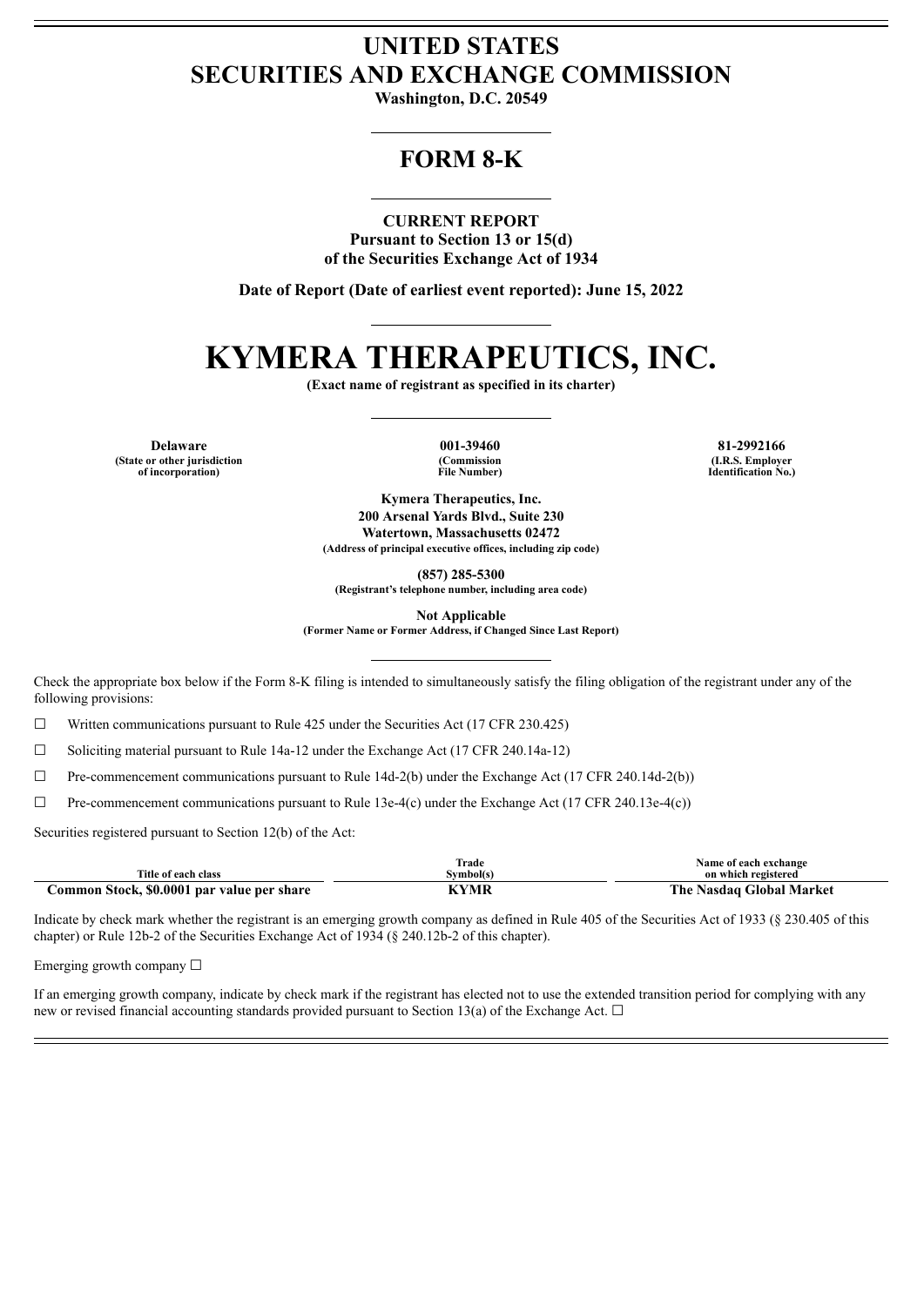# UNITED STATES
# SECURITIES AND EXCHANGE COMMISSION

**Washington, D.C. 20549**

## FORM 8-K

**CURRENT REPORT**
**Pursuant to Section 13 or 15(d)**
**of the Securities Exchange Act of 1934**

**Date of Report (Date of earliest event reported): June 15, 2022**

# KYMERA THERAPEUTICS, INC.

**(Exact name of registrant as specified in its charter)**

| Delaware | 001-39460 | 81-2992166 |
|---|---|---|
| (State or other jurisdiction of incorporation) | (Commission File Number) | (I.R.S. Employer Identification No.) |

**Kymera Therapeutics, Inc.**
**200 Arsenal Yards Blvd., Suite 230**
**Watertown, Massachusetts 02472**
**(Address of principal executive offices, including zip code)**

**(857) 285-5300**
**(Registrant's telephone number, including area code)**

**Not Applicable**
**(Former Name or Former Address, if Changed Since Last Report)**

Check the appropriate box below if the Form 8-K filing is intended to simultaneously satisfy the filing obligation of the registrant under any of the following provisions:

☐ Written communications pursuant to Rule 425 under the Securities Act (17 CFR 230.425)

☐ Soliciting material pursuant to Rule 14a-12 under the Exchange Act (17 CFR 240.14a-12)

☐ Pre-commencement communications pursuant to Rule 14d-2(b) under the Exchange Act (17 CFR 240.14d-2(b))

☐ Pre-commencement communications pursuant to Rule 13e-4(c) under the Exchange Act (17 CFR 240.13e-4(c))

Securities registered pursuant to Section 12(b) of the Act:

| Title of each class | Trade Symbol(s) | Name of each exchange on which registered |
|---|---|---|
| **Common Stock, $0.0001 par value per share** | **KYMR** | **The Nasdaq Global Market** |

Indicate by check mark whether the registrant is an emerging growth company as defined in Rule 405 of the Securities Act of 1933 (§ 230.405 of this chapter) or Rule 12b-2 of the Securities Exchange Act of 1934 (§ 240.12b-2 of this chapter).

Emerging growth company ☐

If an emerging growth company, indicate by check mark if the registrant has elected not to use the extended transition period for complying with any new or revised financial accounting standards provided pursuant to Section 13(a) of the Exchange Act. ☐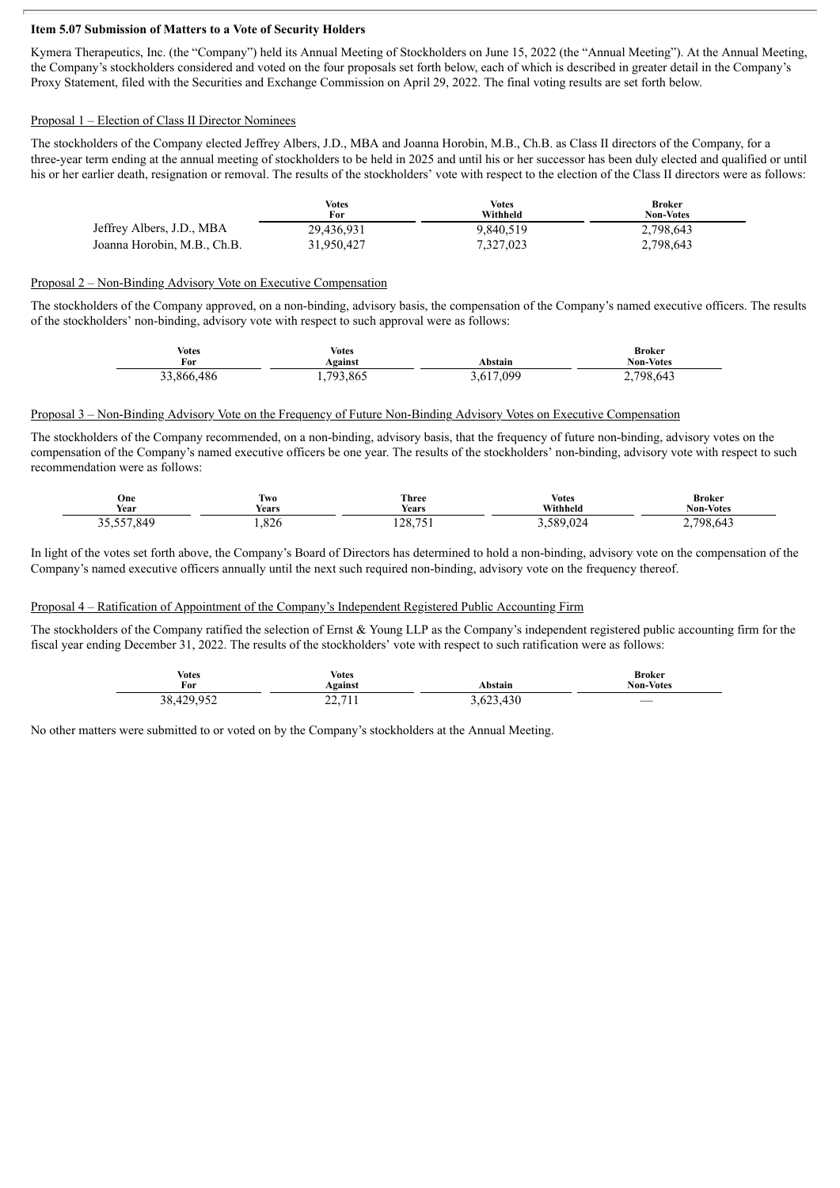**Item 5.07 Submission of Matters to a Vote of Security Holders**

Kymera Therapeutics, Inc. (the "Company") held its Annual Meeting of Stockholders on June 15, 2022 (the "Annual Meeting"). At the Annual Meeting, the Company's stockholders considered and voted on the four proposals set forth below, each of which is described in greater detail in the Company's Proxy Statement, filed with the Securities and Exchange Commission on April 29, 2022. The final voting results are set forth below.

Proposal 1 – Election of Class II Director Nominees

The stockholders of the Company elected Jeffrey Albers, J.D., MBA and Joanna Horobin, M.B., Ch.B. as Class II directors of the Company, for a three-year term ending at the annual meeting of stockholders to be held in 2025 and until his or her successor has been duly elected and qualified or until his or her earlier death, resignation or removal. The results of the stockholders' vote with respect to the election of the Class II directors were as follows:

| | Votes For | Votes Withheld | Broker Non-Votes |
|---|---|---|---|
| Jeffrey Albers, J.D., MBA | 29,436,931 | 9,840,519 | 2,798,643 |
| Joanna Horobin, M.B., Ch.B. | 31,950,427 | 7,327,023 | 2,798,643 |

Proposal 2 – Non-Binding Advisory Vote on Executive Compensation

The stockholders of the Company approved, on a non-binding, advisory basis, the compensation of the Company's named executive officers. The results of the stockholders' non-binding, advisory vote with respect to such approval were as follows:

| Votes For | Votes Against | Abstain | Broker Non-Votes |
|---|---|---|---|
| 33,866,486 | 1,793,865 | 3,617,099 | 2,798,643 |

Proposal 3 – Non-Binding Advisory Vote on the Frequency of Future Non-Binding Advisory Votes on Executive Compensation

The stockholders of the Company recommended, on a non-binding, advisory basis, that the frequency of future non-binding, advisory votes on the compensation of the Company's named executive officers be one year. The results of the stockholders' non-binding, advisory vote with respect to such recommendation were as follows:

| One Year | Two Years | Three Years | Votes Withheld | Broker Non-Votes |
|---|---|---|---|---|
| 35,557,849 | 1,826 | 128,751 | 3,589,024 | 2,798,643 |

In light of the votes set forth above, the Company's Board of Directors has determined to hold a non-binding, advisory vote on the compensation of the Company's named executive officers annually until the next such required non-binding, advisory vote on the frequency thereof.

Proposal 4 – Ratification of Appointment of the Company's Independent Registered Public Accounting Firm

The stockholders of the Company ratified the selection of Ernst & Young LLP as the Company's independent registered public accounting firm for the fiscal year ending December 31, 2022. The results of the stockholders' vote with respect to such ratification were as follows:

| Votes For | Votes Against | Abstain | Broker Non-Votes |
|---|---|---|---|
| 38,429,952 | 22,711 | 3,623,430 | — |

No other matters were submitted to or voted on by the Company's stockholders at the Annual Meeting.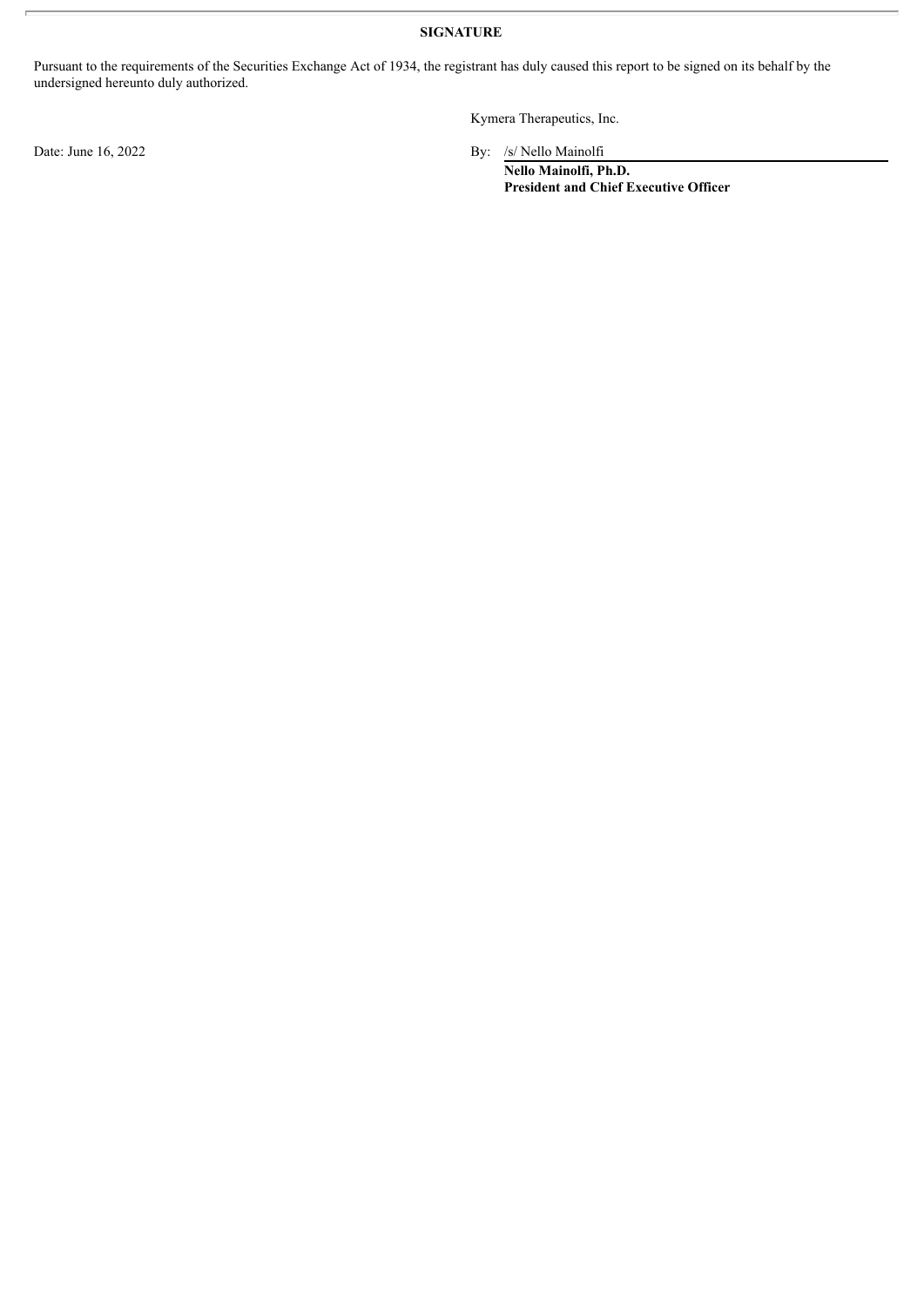**SIGNATURE**

Pursuant to the requirements of the Securities Exchange Act of 1934, the registrant has duly caused this report to be signed on its behalf by the undersigned hereunto duly authorized.

Kymera Therapeutics, Inc.

Date: June 16, 2022

By: /s/ Nello Mainolfi

**Nello Mainolfi, Ph.D.**
**President and Chief Executive Officer**